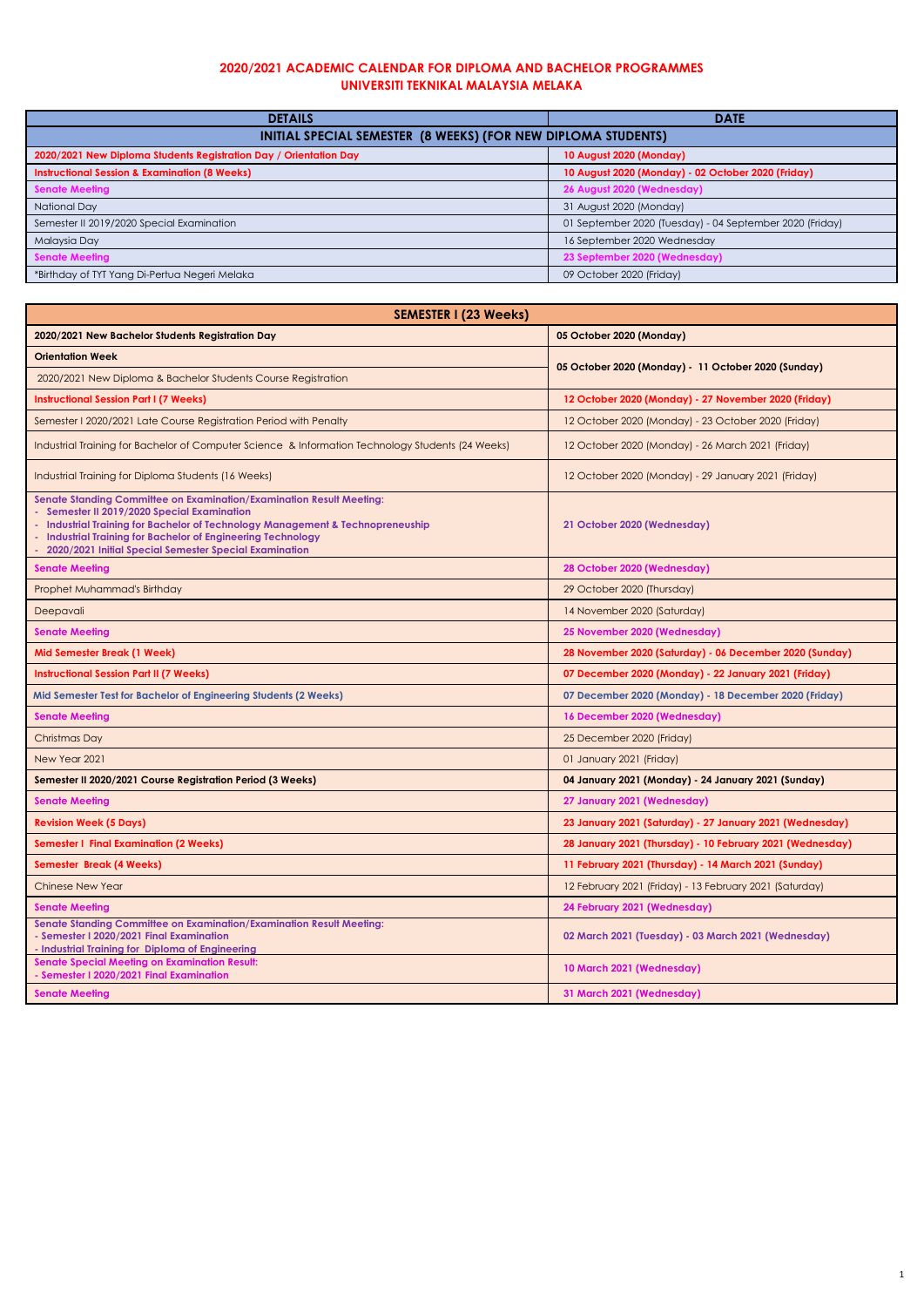## 2020/2021 ACADEMIC CALENDAR FOR DIPLOMA AND BACHELOR PROGRAMMES
## UNIVERSITI TEKNIKAL MALAYSIA MELAKA

| DETAILS | DATE |
|---|---|
| **INITIAL SPECIAL SEMESTER (8 WEEKS) (FOR NEW DIPLOMA STUDENTS)** | |
| **2020/2021 New Diploma Students Registration Day / Orientation Day** | **10 August 2020 (Monday)** |
| **Instructional Session & Examination (8 Weeks)** | **10 August 2020 (Monday) - 02 October 2020 (Friday)** |
| **Senate Meeting** | **26 August 2020 (Wednesday)** |
| National Day | 31 August 2020 (Monday) |
| Semester II 2019/2020 Special Examination | 01 September 2020 (Tuesday) - 04 September 2020 (Friday) |
| Malaysia Day | 16 September 2020 Wednesday |
| **Senate Meeting** | **23 September 2020 (Wednesday)** |
| *Birthday of TYT Yang Di-Pertua Negeri Melaka | 09 October 2020 (Friday) |

| SEMESTER I (23 Weeks) | |
|---|---|
| **2020/2021 New Bachelor Students Registration Day** | **05 October 2020 (Monday)** |
| **Orientation Week** | **05 October 2020 (Monday) - 11 October 2020 (Sunday)** |
| 2020/2021 New Diploma & Bachelor Students Course Registration | |
| **Instructional Session Part I (7 Weeks)** | **12 October 2020 (Monday) - 27 November 2020 (Friday)** |
| Semester I 2020/2021 Late Course Registration Period with Penalty | 12 October 2020 (Monday) - 23 October 2020 (Friday) |
| Industrial Training for Bachelor of Computer Science & Information Technology Students (24 Weeks) | 12 October 2020 (Monday) - 26 March 2021 (Friday) |
| Industrial Training for Diploma Students (16 Weeks) | 12 October 2020 (Monday) - 29 January 2021 (Friday) |
| **Senate Standing Committee on Examination/Examination Result Meeting:** <br> - **Semester II 2019/2020 Special Examination** <br> - **Industrial Training for Bachelor of Technology Management & Technopreneuship** <br> - **Industrial Training for Bachelor of Engineering Technology** <br> - **2020/2021 Initial Special Semester Special Examination** | **21 October 2020 (Wednesday)** |
| **Senate Meeting** | **28 October 2020 (Wednesday)** |
| Prophet Muhammad's Birthday | 29 October 2020 (Thursday) |
| Deepavali | 14 November 2020 (Saturday) |
| **Senate Meeting** | **25 November 2020 (Wednesday)** |
| **Mid Semester Break (1 Week)** | **28 November 2020 (Saturday) - 06 December 2020 (Sunday)** |
| **Instructional Session Part II (7 Weeks)** | **07 December 2020 (Monday) - 22 January 2021 (Friday)** |
| **Mid Semester Test for Bachelor of Engineering Students (2 Weeks)** | **07 December 2020 (Monday) - 18 December 2020 (Friday)** |
| **Senate Meeting** | **16 December 2020 (Wednesday)** |
| Christmas Day | 25 December 2020 (Friday) |
| New Year 2021 | 01 January 2021 (Friday) |
| **Semester II 2020/2021 Course Registration Period (3 Weeks)** | **04 January 2021 (Monday) - 24 January 2021 (Sunday)** |
| **Senate Meeting** | **27 January 2021 (Wednesday)** |
| **Revision Week (5 Days)** | **23 January 2021 (Saturday) - 27 January 2021 (Wednesday)** |
| **Semester I Final Examination (2 Weeks)** | **28 January 2021 (Thursday) - 10 February 2021 (Wednesday)** |
| **Semester Break (4 Weeks)** | **11 February 2021 (Thursday) - 14 March 2021 (Sunday)** |
| Chinese New Year | 12 February 2021 (Friday) - 13 February 2021 (Saturday) |
| **Senate Meeting** | **24 February 2021 (Wednesday)** |
| **Senate Standing Committee on Examination/Examination Result Meeting:** <br> **- Semester I 2020/2021 Final Examination** <br> **- Industrial Training for Diploma of Engineering** | **02 March 2021 (Tuesday) - 03 March 2021 (Wednesday)** |
| **Senate Special Meeting on Examination Result:** <br> **- Semester I 2020/2021 Final Examination** | **10 March 2021 (Wednesday)** |
| **Senate Meeting** | **31 March 2021 (Wednesday)** |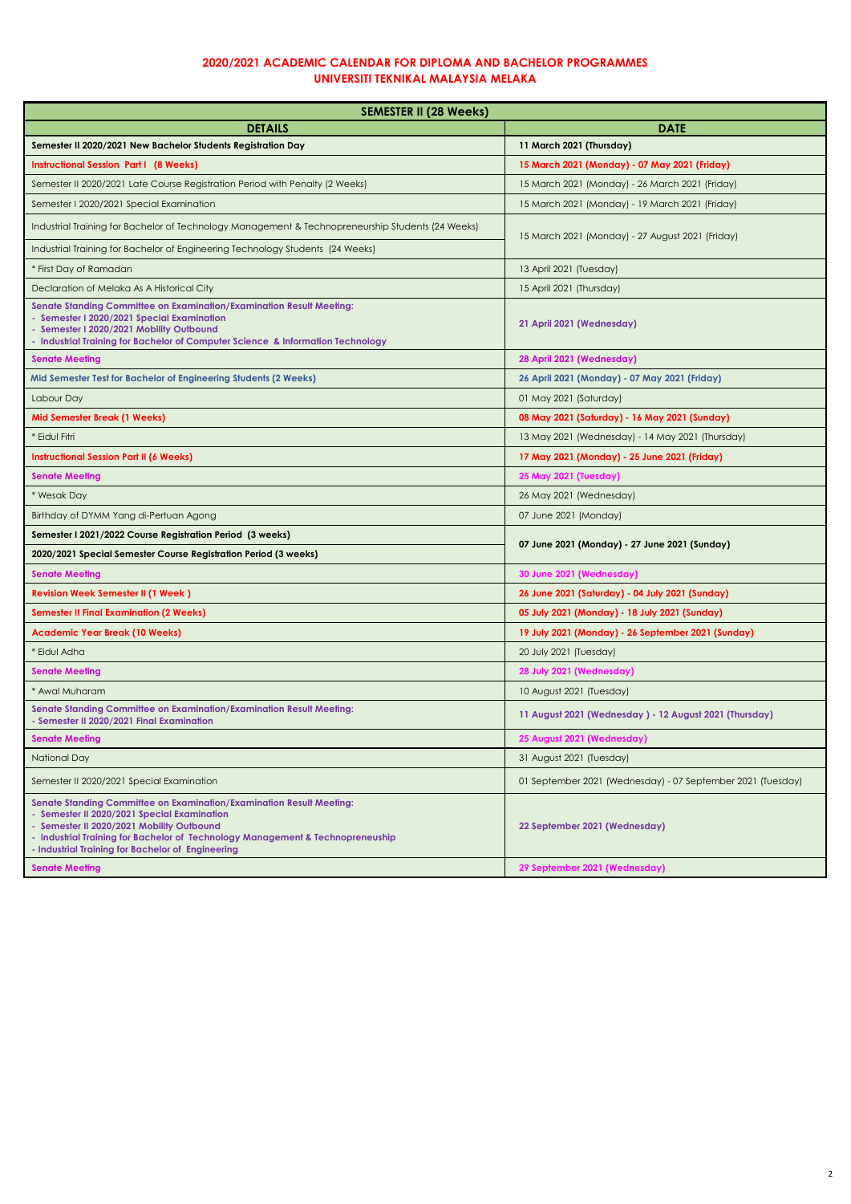**2020/2021 ACADEMIC CALENDAR FOR DIPLOMA AND BACHELOR PROGRAMMES**
**UNIVERSITI TEKNIKAL MALAYSIA MELAKA**

| **SEMESTER II (28 Weeks)** | |
|---|---|
| **DETAILS** | **DATE** |
| **Semester II 2020/2021 New Bachelor Students Registration Day** | **11 March 2021 (Thursday)** |
| **Instructional Session Part I (8 Weeks)** | **15 March 2021 (Monday) - 07 May 2021 (Friday)** |
| Semester II 2020/2021 Late Course Registration Period with Penalty (2 Weeks) | 15 March 2021 (Monday) - 26 March 2021 (Friday) |
| Semester I 2020/2021 Special Examination | 15 March 2021 (Monday) - 19 March 2021 (Friday) |
| Industrial Training for Bachelor of Technology Management & Technopreneurship Students (24 Weeks) | 15 March 2021 (Monday) - 27 August 2021 (Friday) |
| Industrial Training for Bachelor of Engineering Technology Students (24 Weeks) | 15 March 2021 (Monday) - 27 August 2021 (Friday) |
| * First Day of Ramadan | 13 April 2021 (Tuesday) |
| Declaration of Melaka As A Historical City | 15 April 2021 (Thursday) |
| **Senate Standing Committee on Examination/Examination Result Meeting:**<br>**- Semester I 2020/2021 Special Examination**<br>**- Semester I 2020/2021 Mobility Outbound**<br>**- Industrial Training for Bachelor of Computer Science & Information Technology** | **21 April 2021 (Wednesday)** |
| **Senate Meeting** | **28 April 2021 (Wednesday)** |
| **Mid Semester Test for Bachelor of Engineering Students (2 Weeks)** | **26 April 2021 (Monday) - 07 May 2021 (Friday)** |
| Labour Day | 01 May 2021 (Saturday) |
| **Mid Semester Break (1 Weeks)** | **08 May 2021 (Saturday) - 16 May 2021 (Sunday)** |
| * Eidul Fitri | 13 May 2021 (Wednesday) - 14 May 2021 (Thursday) |
| **Instructional Session Part II (6 Weeks)** | **17 May 2021 (Monday) - 25 June 2021 (Friday)** |
| **Senate Meeting** | **25 May 2021 (Tuesday)** |
| * Wesak Day | 26 May 2021 (Wednesday) |
| Birthday of DYMM Yang di-Pertuan Agong | 07 June 2021 (Monday) |
| **Semester I 2021/2022 Course Registration Period (3 weeks)** | **07 June 2021 (Monday) - 27 June 2021 (Sunday)** |
| **2020/2021 Special Semester Course Registration Period (3 weeks)** | **07 June 2021 (Monday) - 27 June 2021 (Sunday)** |
| **Senate Meeting** | **30 June 2021 (Wednesday)** |
| **Revision Week Semester II (1 Week )** | **26 June 2021 (Saturday) - 04 July 2021 (Sunday)** |
| **Semester II Final Examination (2 Weeks)** | **05 July 2021 (Monday) - 18 July 2021 (Sunday)** |
| **Academic Year Break (10 Weeks)** | **19 July 2021 (Monday) - 26 September 2021 (Sunday)** |
| * Eidul Adha | 20 July 2021 (Tuesday) |
| **Senate Meeting** | **28 July 2021 (Wednesday)** |
| * Awal Muharam | 10 August 2021 (Tuesday) |
| **Senate Standing Committee on Examination/Examination Result Meeting:**<br>**- Semester II 2020/2021 Final Examination** | **11 August 2021 (Wednesday ) - 12 August 2021 (Thursday)** |
| **Senate Meeting** | **25 August 2021 (Wednesday)** |
| National Day | 31 August 2021 (Tuesday) |
| Semester II 2020/2021 Special Examination | 01 September 2021 (Wednesday) - 07 September 2021 (Tuesday) |
| **Senate Standing Committee on Examination/Examination Result Meeting:**<br>**- Semester II 2020/2021 Special Examination**<br>**- Semester II 2020/2021 Mobility Outbound**<br>**- Industrial Training for Bachelor of Technology Management & Technopreneurship**<br>**- Industrial Training for Bachelor of Engineering** | **22 September 2021 (Wednesday)** |
| **Senate Meeting** | **29 September 2021 (Wednesday)** |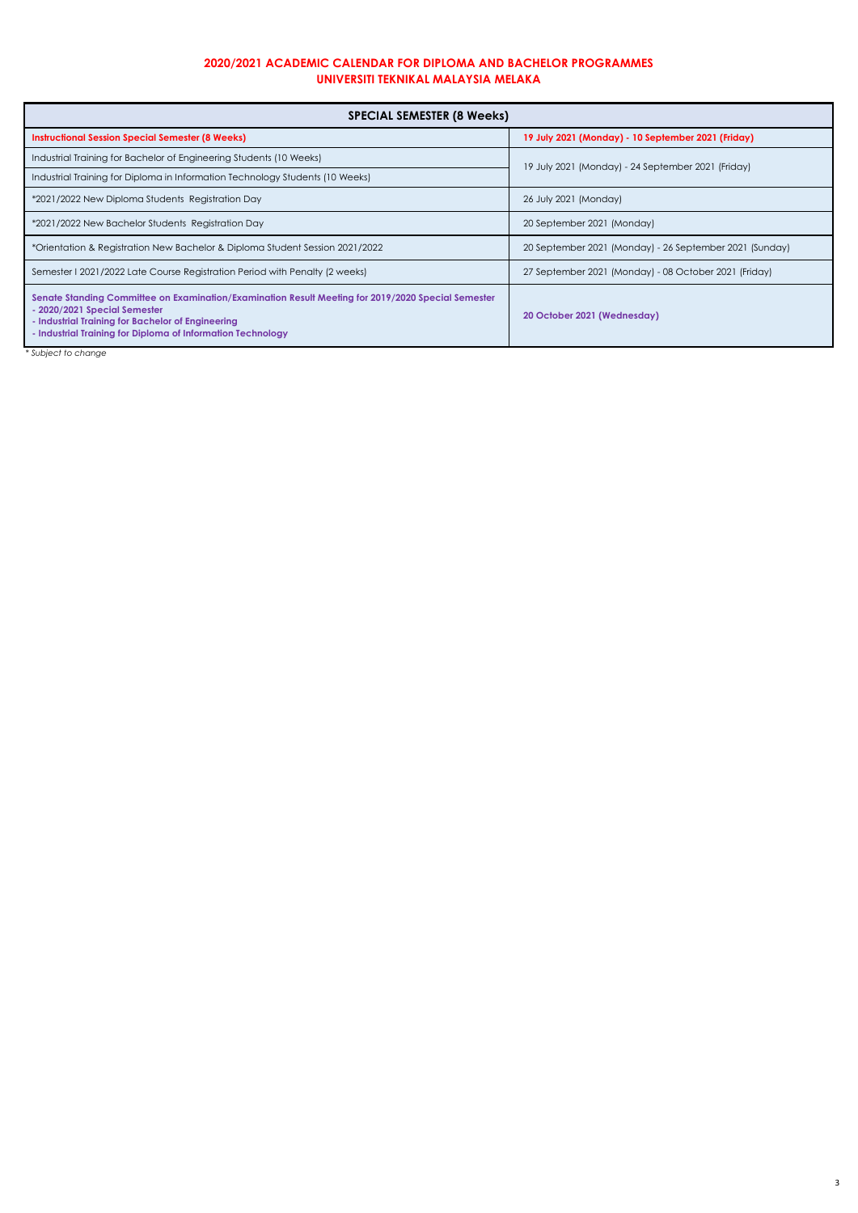# 2020/2021 ACADEMIC CALENDAR FOR DIPLOMA AND BACHELOR PROGRAMMES
## UNIVERSITI TEKNIKAL MALAYSIA MELAKA

| SPECIAL SEMESTER (8 Weeks) | |
|---|---|
| **Instructional Session Special Semester (8 Weeks)** | **19 July 2021 (Monday) - 10 September 2021 (Friday)** |
| Industrial Training for Bachelor of Engineering Students (10 Weeks) | 19 July 2021 (Monday) - 24 September 2021 (Friday) |
| Industrial Training for Diploma in Information Technology Students (10 Weeks) | |
| *2021/2022 New Diploma Students Registration Day | 26 July 2021 (Monday) |
| *2021/2022 New Bachelor Students Registration Day | 20 September 2021 (Monday) |
| *Orientation & Registration New Bachelor & Diploma Student Session 2021/2022 | 20 September 2021 (Monday) - 26 September 2021 (Sunday) |
| Semester I 2021/2022 Late Course Registration Period with Penalty (2 weeks) | 27 September 2021 (Monday) - 08 October 2021 (Friday) |
| **Senate Standing Committee on Examination/Examination Result Meeting for 2019/2020 Special Semester**<br>**- 2020/2021 Special Semester**<br>**- Industrial Training for Bachelor of Engineering**<br>**- Industrial Training for Diploma of Information Technology** | **20 October 2021 (Wednesday)** |

*\* Subject to change*